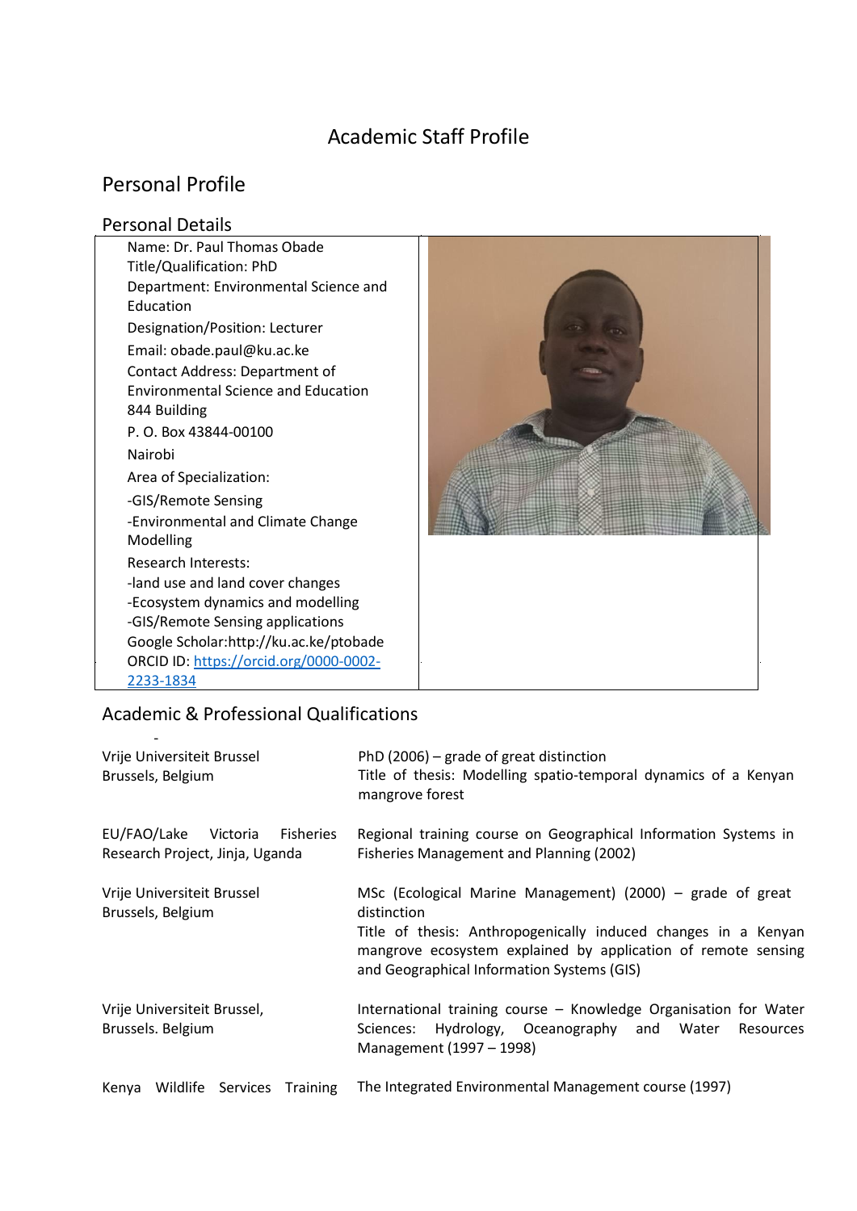# Academic Staff Profile

## Personal Profile

### Personal Details

Name: Dr. Paul Thomas Obade
Title/Qualification: PhD
Department: Environmental Science and Education
Designation/Position: Lecturer
Email: obade.paul@ku.ac.ke
Contact Address: Department of Environmental Science and Education
844 Building
P. O. Box 43844-00100
Nairobi
Area of Specialization:
-GIS/Remote Sensing
-Environmental and Climate Change Modelling
Research Interests:
-land use and land cover changes
-Ecosystem dynamics and modelling
-GIS/Remote Sensing applications
Google Scholar:http://ku.ac.ke/ptobade
ORCID ID: https://orcid.org/0000-0002-2233-1834

## Academic & Professional Qualifications

| | |
|---|---|
| Vrije Universiteit Brussel<br>Brussels, Belgium | PhD (2006) – grade of great distinction<br>Title of thesis: Modelling spatio-temporal dynamics of a Kenyan mangrove forest |
| EU/FAO/Lake Victoria Fisheries Research Project, Jinja, Uganda | Regional training course on Geographical Information Systems in Fisheries Management and Planning (2002) |
| Vrije Universiteit Brussel<br>Brussels, Belgium | MSc (Ecological Marine Management) (2000) – grade of great distinction<br>Title of thesis: Anthropogenically induced changes in a Kenyan mangrove ecosystem explained by application of remote sensing and Geographical Information Systems (GIS) |
| Vrije Universiteit Brussel,<br>Brussels. Belgium | International training course – Knowledge Organisation for Water Sciences: Hydrology, Oceanography and Water Resources Management (1997 – 1998) |
| Kenya Wildlife Services Training | The Integrated Environmental Management course (1997) |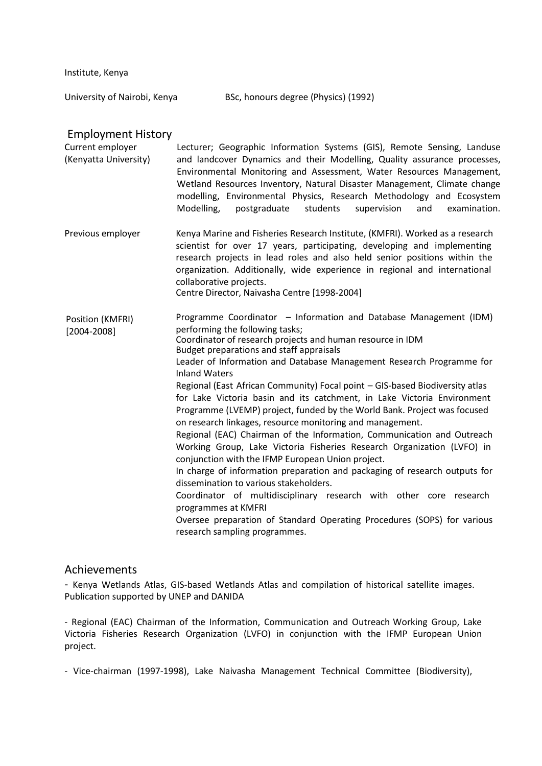Institute, Kenya

University of Nairobi, Kenya BSc, honours degree (Physics) (1992)

## Employment History

| | |
|---|---|
| Current employer (Kenyatta University) | Lecturer; Geographic Information Systems (GIS), Remote Sensing, Landuse and landcover Dynamics and their Modelling, Quality assurance processes, Environmental Monitoring and Assessment, Water Resources Management, Wetland Resources Inventory, Natural Disaster Management, Climate change modelling, Environmental Physics, Research Methodology and Ecosystem Modelling, postgraduate students supervision and examination. |
| Previous employer | Kenya Marine and Fisheries Research Institute, (KMFRI). Worked as a research scientist for over 17 years, participating, developing and implementing research projects in lead roles and also held senior positions within the organization. Additionally, wide experience in regional and international collaborative projects.<br>Centre Director, Naivasha Centre [1998-2004] |
| Position (KMFRI) [2004-2008] | Programme Coordinator – Information and Database Management (IDM) performing the following tasks;<br>Coordinator of research projects and human resource in IDM<br>Budget preparations and staff appraisals<br>Leader of Information and Database Management Research Programme for Inland Waters<br>Regional (East African Community) Focal point – GIS-based Biodiversity atlas for Lake Victoria basin and its catchment, in Lake Victoria Environment Programme (LVEMP) project, funded by the World Bank. Project was focused on research linkages, resource monitoring and management.<br>Regional (EAC) Chairman of the Information, Communication and Outreach Working Group, Lake Victoria Fisheries Research Organization (LVFO) in conjunction with the IFMP European Union project.<br>In charge of information preparation and packaging of research outputs for dissemination to various stakeholders.<br>Coordinator of multidisciplinary research with other core research programmes at KMFRI<br>Oversee preparation of Standard Operating Procedures (SOPS) for various research sampling programmes. |

## Achievements

- Kenya Wetlands Atlas, GIS-based Wetlands Atlas and compilation of historical satellite images. Publication supported by UNEP and DANIDA

- Regional (EAC) Chairman of the Information, Communication and Outreach Working Group, Lake Victoria Fisheries Research Organization (LVFO) in conjunction with the IFMP European Union project.

- Vice-chairman (1997-1998), Lake Naivasha Management Technical Committee (Biodiversity),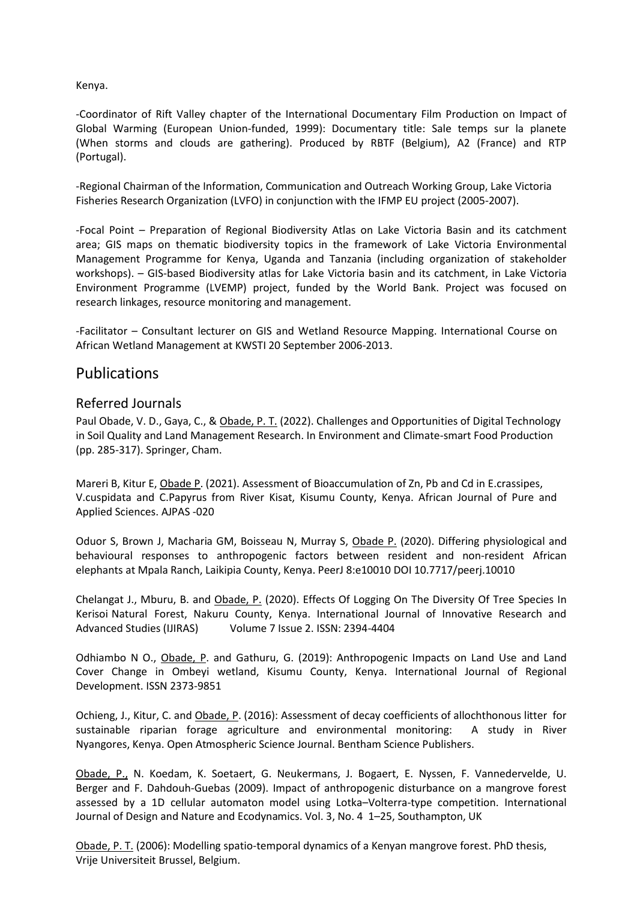Kenya.

-Coordinator of Rift Valley chapter of the International Documentary Film Production on Impact of Global Warming (European Union-funded, 1999): Documentary title: Sale temps sur la planete (When storms and clouds are gathering). Produced by RBTF (Belgium), A2 (France) and RTP (Portugal).

-Regional Chairman of the Information, Communication and Outreach Working Group, Lake Victoria Fisheries Research Organization (LVFO) in conjunction with the IFMP EU project (2005-2007).

-Focal Point – Preparation of Regional Biodiversity Atlas on Lake Victoria Basin and its catchment area; GIS maps on thematic biodiversity topics in the framework of Lake Victoria Environmental Management Programme for Kenya, Uganda and Tanzania (including organization of stakeholder workshops). – GIS-based Biodiversity atlas for Lake Victoria basin and its catchment, in Lake Victoria Environment Programme (LVEMP) project, funded by the World Bank. Project was focused on research linkages, resource monitoring and management.

-Facilitator – Consultant lecturer on GIS and Wetland Resource Mapping. International Course on African Wetland Management at KWSTI 20 September 2006-2013.

# Publications

## Referred Journals

Paul Obade, V. D., Gaya, C., & Obade, P. T. (2022). Challenges and Opportunities of Digital Technology in Soil Quality and Land Management Research. In Environment and Climate-smart Food Production (pp. 285-317). Springer, Cham.

Mareri B, Kitur E, Obade P. (2021). Assessment of Bioaccumulation of Zn, Pb and Cd in E.crassipes, V.cuspidata and C.Papyrus from River Kisat, Kisumu County, Kenya. African Journal of Pure and Applied Sciences. AJPAS -020

Oduor S, Brown J, Macharia GM, Boisseau N, Murray S, Obade P. (2020). Differing physiological and behavioural responses to anthropogenic factors between resident and non-resident African elephants at Mpala Ranch, Laikipia County, Kenya. PeerJ 8:e10010 DOI 10.7717/peerj.10010

Chelangat J., Mburu, B. and Obade, P. (2020). Effects Of Logging On The Diversity Of Tree Species In Kerisoi Natural Forest, Nakuru County, Kenya. International Journal of Innovative Research and Advanced Studies (IJIRAS) Volume 7 Issue 2. ISSN: 2394-4404

Odhiambo N O., Obade, P. and Gathuru, G. (2019): Anthropogenic Impacts on Land Use and Land Cover Change in Ombeyi wetland, Kisumu County, Kenya. International Journal of Regional Development. ISSN 2373-9851

Ochieng, J., Kitur, C. and Obade, P. (2016): Assessment of decay coefficients of allochthonous litter for sustainable riparian forage agriculture and environmental monitoring: A study in River Nyangores, Kenya. Open Atmospheric Science Journal. Bentham Science Publishers.

Obade, P., N. Koedam, K. Soetaert, G. Neukermans, J. Bogaert, E. Nyssen, F. Vannedervelde, U. Berger and F. Dahdouh-Guebas (2009). Impact of anthropogenic disturbance on a mangrove forest assessed by a 1D cellular automaton model using Lotka–Volterra-type competition. International Journal of Design and Nature and Ecodynamics. Vol. 3, No. 4 1–25, Southampton, UK

Obade, P. T. (2006): Modelling spatio-temporal dynamics of a Kenyan mangrove forest. PhD thesis, Vrije Universiteit Brussel, Belgium.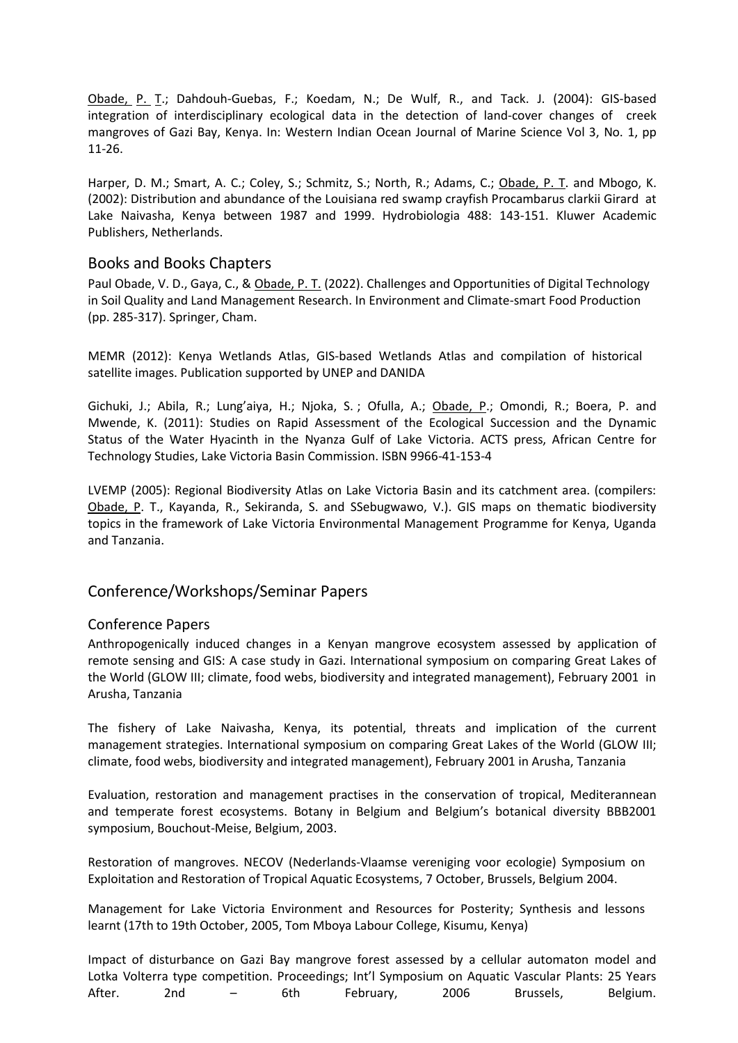Obade, P. T.; Dahdouh-Guebas, F.; Koedam, N.; De Wulf, R., and Tack. J. (2004): GIS-based integration of interdisciplinary ecological data in the detection of land-cover changes of creek mangroves of Gazi Bay, Kenya. In: Western Indian Ocean Journal of Marine Science Vol 3, No. 1, pp 11-26.

Harper, D. M.; Smart, A. C.; Coley, S.; Schmitz, S.; North, R.; Adams, C.; Obade, P. T. and Mbogo, K. (2002): Distribution and abundance of the Louisiana red swamp crayfish Procambarus clarkii Girard at Lake Naivasha, Kenya between 1987 and 1999. Hydrobiologia 488: 143-151. Kluwer Academic Publishers, Netherlands.

## Books and Books Chapters

Paul Obade, V. D., Gaya, C., & Obade, P. T. (2022). Challenges and Opportunities of Digital Technology in Soil Quality and Land Management Research. In Environment and Climate-smart Food Production (pp. 285-317). Springer, Cham.

MEMR (2012): Kenya Wetlands Atlas, GIS-based Wetlands Atlas and compilation of historical satellite images. Publication supported by UNEP and DANIDA

Gichuki, J.; Abila, R.; Lung'aiya, H.; Njoka, S. ; Ofulla, A.; Obade, P.; Omondi, R.; Boera, P. and Mwende, K. (2011): Studies on Rapid Assessment of the Ecological Succession and the Dynamic Status of the Water Hyacinth in the Nyanza Gulf of Lake Victoria. ACTS press, African Centre for Technology Studies, Lake Victoria Basin Commission. ISBN 9966-41-153-4

LVEMP (2005): Regional Biodiversity Atlas on Lake Victoria Basin and its catchment area. (compilers: Obade, P. T., Kayanda, R., Sekiranda, S. and SSebugwawo, V.). GIS maps on thematic biodiversity topics in the framework of Lake Victoria Environmental Management Programme for Kenya, Uganda and Tanzania.

# Conference/Workshops/Seminar Papers

## Conference Papers

Anthropogenically induced changes in a Kenyan mangrove ecosystem assessed by application of remote sensing and GIS: A case study in Gazi. International symposium on comparing Great Lakes of the World (GLOW III; climate, food webs, biodiversity and integrated management), February 2001 in Arusha, Tanzania

The fishery of Lake Naivasha, Kenya, its potential, threats and implication of the current management strategies. International symposium on comparing Great Lakes of the World (GLOW III; climate, food webs, biodiversity and integrated management), February 2001 in Arusha, Tanzania

Evaluation, restoration and management practises in the conservation of tropical, Mediterannean and temperate forest ecosystems. Botany in Belgium and Belgium's botanical diversity BBB2001 symposium, Bouchout-Meise, Belgium, 2003.

Restoration of mangroves. NECOV (Nederlands-Vlaamse vereniging voor ecologie) Symposium on Exploitation and Restoration of Tropical Aquatic Ecosystems, 7 October, Brussels, Belgium 2004.

Management for Lake Victoria Environment and Resources for Posterity; Synthesis and lessons learnt (17th to 19th October, 2005, Tom Mboya Labour College, Kisumu, Kenya)

Impact of disturbance on Gazi Bay mangrove forest assessed by a cellular automaton model and Lotka Volterra type competition. Proceedings; Int'l Symposium on Aquatic Vascular Plants: 25 Years After. 2nd – 6th February, 2006 Brussels, Belgium.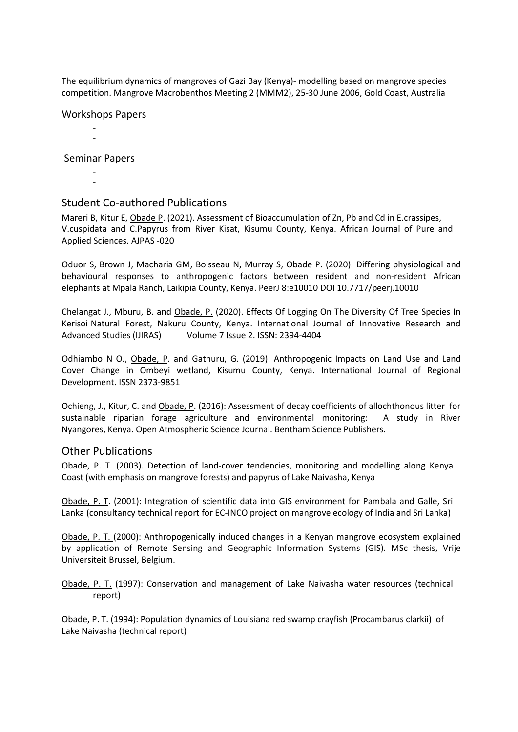The equilibrium dynamics of mangroves of Gazi Bay (Kenya)- modelling based on mangrove species competition. Mangrove Macrobenthos Meeting 2 (MMM2), 25-30 June 2006, Gold Coast, Australia

## Workshops Papers

- 
- 

## Seminar Papers

- 
- 

## Student Co-authored Publications

Mareri B, Kitur E, <u>Obade P</u>. (2021). Assessment of Bioaccumulation of Zn, Pb and Cd in E.crassipes, V.cuspidata and C.Papyrus from River Kisat, Kisumu County, Kenya. African Journal of Pure and Applied Sciences. AJPAS -020

Oduor S, Brown J, Macharia GM, Boisseau N, Murray S, <u>Obade P.</u> (2020). Differing physiological and behavioural responses to anthropogenic factors between resident and non-resident African elephants at Mpala Ranch, Laikipia County, Kenya. PeerJ 8:e10010 DOI 10.7717/peerj.10010

Chelangat J., Mburu, B. and <u>Obade, P.</u> (2020). Effects Of Logging On The Diversity Of Tree Species In Kerisoi Natural Forest, Nakuru County, Kenya. International Journal of Innovative Research and Advanced Studies (IJIRAS) Volume 7 Issue 2. ISSN: 2394-4404

Odhiambo N O., <u>Obade, P</u>. and Gathuru, G. (2019): Anthropogenic Impacts on Land Use and Land Cover Change in Ombeyi wetland, Kisumu County, Kenya. International Journal of Regional Development. ISSN 2373-9851

Ochieng, J., Kitur, C. and <u>Obade, P</u>. (2016): Assessment of decay coefficients of allochthonous litter for sustainable riparian forage agriculture and environmental monitoring: A study in River Nyangores, Kenya. Open Atmospheric Science Journal. Bentham Science Publishers.

## Other Publications

<u>Obade, P. T.</u> (2003). Detection of land-cover tendencies, monitoring and modelling along Kenya Coast (with emphasis on mangrove forests) and papyrus of Lake Naivasha, Kenya

<u>Obade, P. T</u>. (2001): Integration of scientific data into GIS environment for Pambala and Galle, Sri Lanka (consultancy technical report for EC-INCO project on mangrove ecology of India and Sri Lanka)

<u>Obade, P. T.</u> (2000): Anthropogenically induced changes in a Kenyan mangrove ecosystem explained by application of Remote Sensing and Geographic Information Systems (GIS). MSc thesis, Vrije Universiteit Brussel, Belgium.

<u>Obade, P. T.</u> (1997): Conservation and management of Lake Naivasha water resources (technical report)

<u>Obade, P. T</u>. (1994): Population dynamics of Louisiana red swamp crayfish (Procambarus clarkii) of Lake Naivasha (technical report)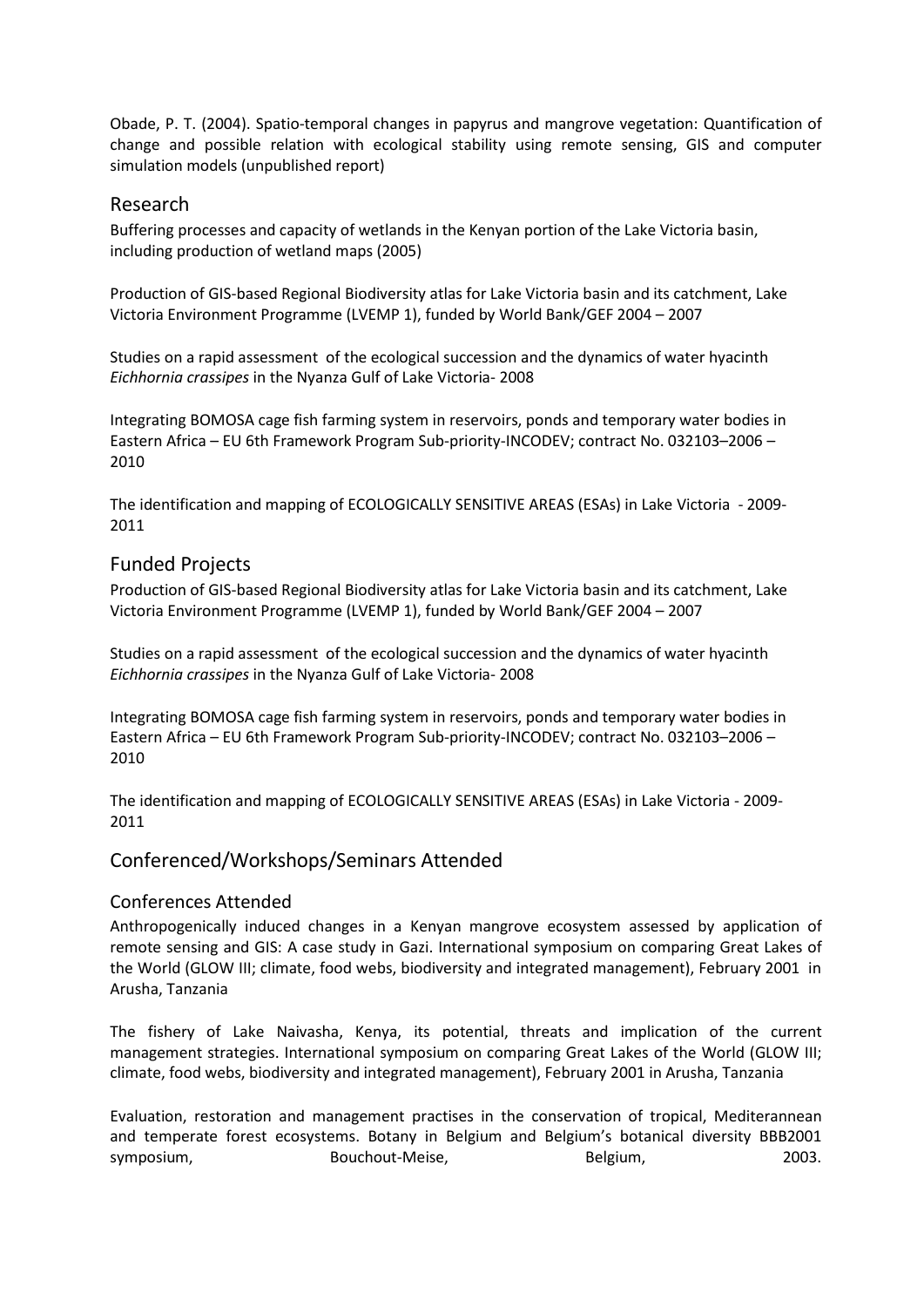Obade, P. T. (2004). Spatio-temporal changes in papyrus and mangrove vegetation: Quantification of change and possible relation with ecological stability using remote sensing, GIS and computer simulation models (unpublished report)

## Research

Buffering processes and capacity of wetlands in the Kenyan portion of the Lake Victoria basin, including production of wetland maps (2005)

Production of GIS-based Regional Biodiversity atlas for Lake Victoria basin and its catchment, Lake Victoria Environment Programme (LVEMP 1), funded by World Bank/GEF 2004 – 2007

Studies on a rapid assessment of the ecological succession and the dynamics of water hyacinth *Eichhornia crassipes* in the Nyanza Gulf of Lake Victoria- 2008

Integrating BOMOSA cage fish farming system in reservoirs, ponds and temporary water bodies in Eastern Africa – EU 6th Framework Program Sub-priority-INCODEV; contract No. 032103–2006 – 2010

The identification and mapping of ECOLOGICALLY SENSITIVE AREAS (ESAs) in Lake Victoria - 2009-2011

## Funded Projects

Production of GIS-based Regional Biodiversity atlas for Lake Victoria basin and its catchment, Lake Victoria Environment Programme (LVEMP 1), funded by World Bank/GEF 2004 – 2007

Studies on a rapid assessment of the ecological succession and the dynamics of water hyacinth *Eichhornia crassipes* in the Nyanza Gulf of Lake Victoria- 2008

Integrating BOMOSA cage fish farming system in reservoirs, ponds and temporary water bodies in Eastern Africa – EU 6th Framework Program Sub-priority-INCODEV; contract No. 032103–2006 – 2010

The identification and mapping of ECOLOGICALLY SENSITIVE AREAS (ESAs) in Lake Victoria - 2009-2011

## Conferenced/Workshops/Seminars Attended

### Conferences Attended

Anthropogenically induced changes in a Kenyan mangrove ecosystem assessed by application of remote sensing and GIS: A case study in Gazi. International symposium on comparing Great Lakes of the World (GLOW III; climate, food webs, biodiversity and integrated management), February 2001 in Arusha, Tanzania

The fishery of Lake Naivasha, Kenya, its potential, threats and implication of the current management strategies. International symposium on comparing Great Lakes of the World (GLOW III; climate, food webs, biodiversity and integrated management), February 2001 in Arusha, Tanzania

Evaluation, restoration and management practises in the conservation of tropical, Mediterannean and temperate forest ecosystems. Botany in Belgium and Belgium's botanical diversity BBB2001 symposium, Bouchout-Meise, Belgium, 2003.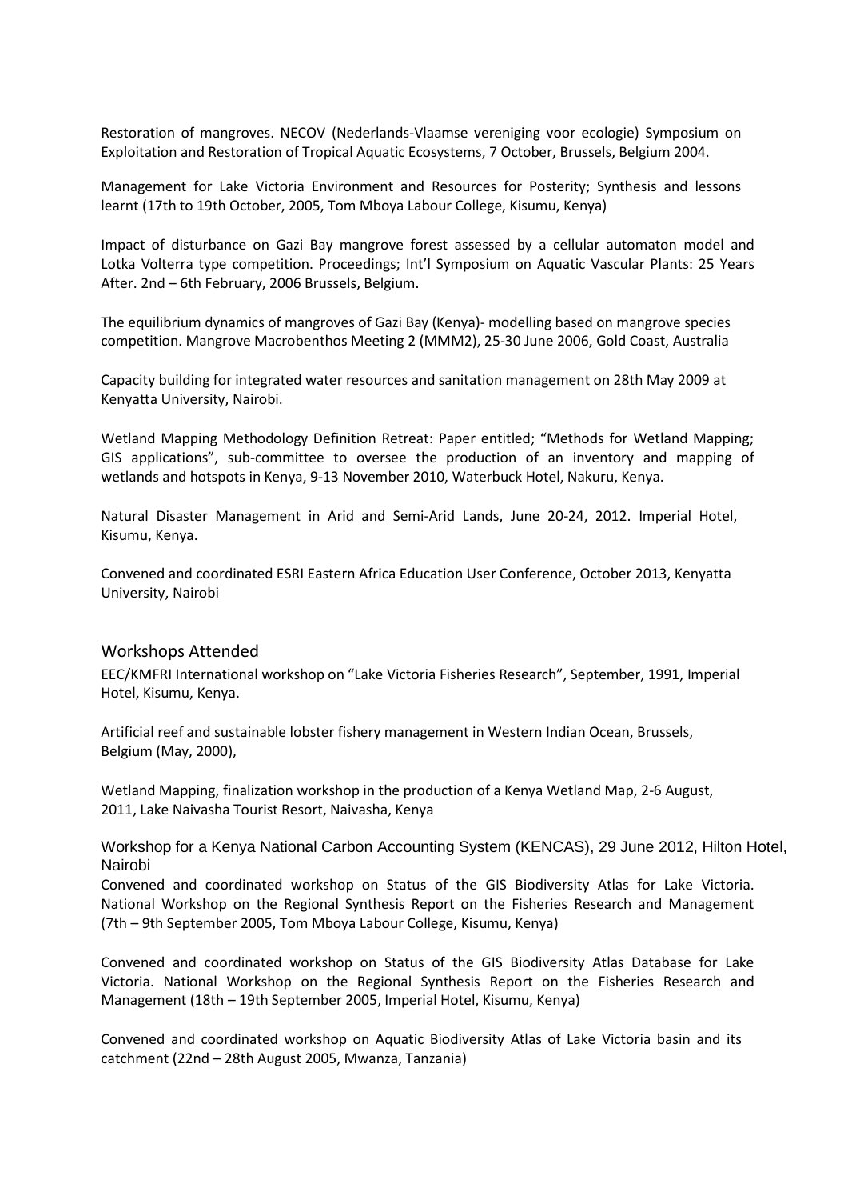Restoration of mangroves. NECOV (Nederlands-Vlaamse vereniging voor ecologie) Symposium on Exploitation and Restoration of Tropical Aquatic Ecosystems, 7 October, Brussels, Belgium 2004.

Management for Lake Victoria Environment and Resources for Posterity; Synthesis and lessons learnt (17th to 19th October, 2005, Tom Mboya Labour College, Kisumu, Kenya)

Impact of disturbance on Gazi Bay mangrove forest assessed by a cellular automaton model and Lotka Volterra type competition. Proceedings; Int'l Symposium on Aquatic Vascular Plants: 25 Years After. 2nd – 6th February, 2006 Brussels, Belgium.

The equilibrium dynamics of mangroves of Gazi Bay (Kenya)- modelling based on mangrove species competition. Mangrove Macrobenthos Meeting 2 (MMM2), 25-30 June 2006, Gold Coast, Australia

Capacity building for integrated water resources and sanitation management on 28th May 2009 at Kenyatta University, Nairobi.

Wetland Mapping Methodology Definition Retreat: Paper entitled; "Methods for Wetland Mapping; GIS applications", sub-committee to oversee the production of an inventory and mapping of wetlands and hotspots in Kenya, 9-13 November 2010, Waterbuck Hotel, Nakuru, Kenya.

Natural Disaster Management in Arid and Semi-Arid Lands, June 20-24, 2012. Imperial Hotel, Kisumu, Kenya.

Convened and coordinated ESRI Eastern Africa Education User Conference, October 2013, Kenyatta University, Nairobi

## Workshops Attended

EEC/KMFRI International workshop on "Lake Victoria Fisheries Research", September, 1991, Imperial Hotel, Kisumu, Kenya.

Artificial reef and sustainable lobster fishery management in Western Indian Ocean, Brussels, Belgium (May, 2000),

Wetland Mapping, finalization workshop in the production of a Kenya Wetland Map, 2-6 August, 2011, Lake Naivasha Tourist Resort, Naivasha, Kenya

Workshop for a Kenya National Carbon Accounting System (KENCAS), 29 June 2012, Hilton Hotel, Nairobi

Convened and coordinated workshop on Status of the GIS Biodiversity Atlas for Lake Victoria. National Workshop on the Regional Synthesis Report on the Fisheries Research and Management (7th – 9th September 2005, Tom Mboya Labour College, Kisumu, Kenya)

Convened and coordinated workshop on Status of the GIS Biodiversity Atlas Database for Lake Victoria. National Workshop on the Regional Synthesis Report on the Fisheries Research and Management (18th – 19th September 2005, Imperial Hotel, Kisumu, Kenya)

Convened and coordinated workshop on Aquatic Biodiversity Atlas of Lake Victoria basin and its catchment (22nd – 28th August 2005, Mwanza, Tanzania)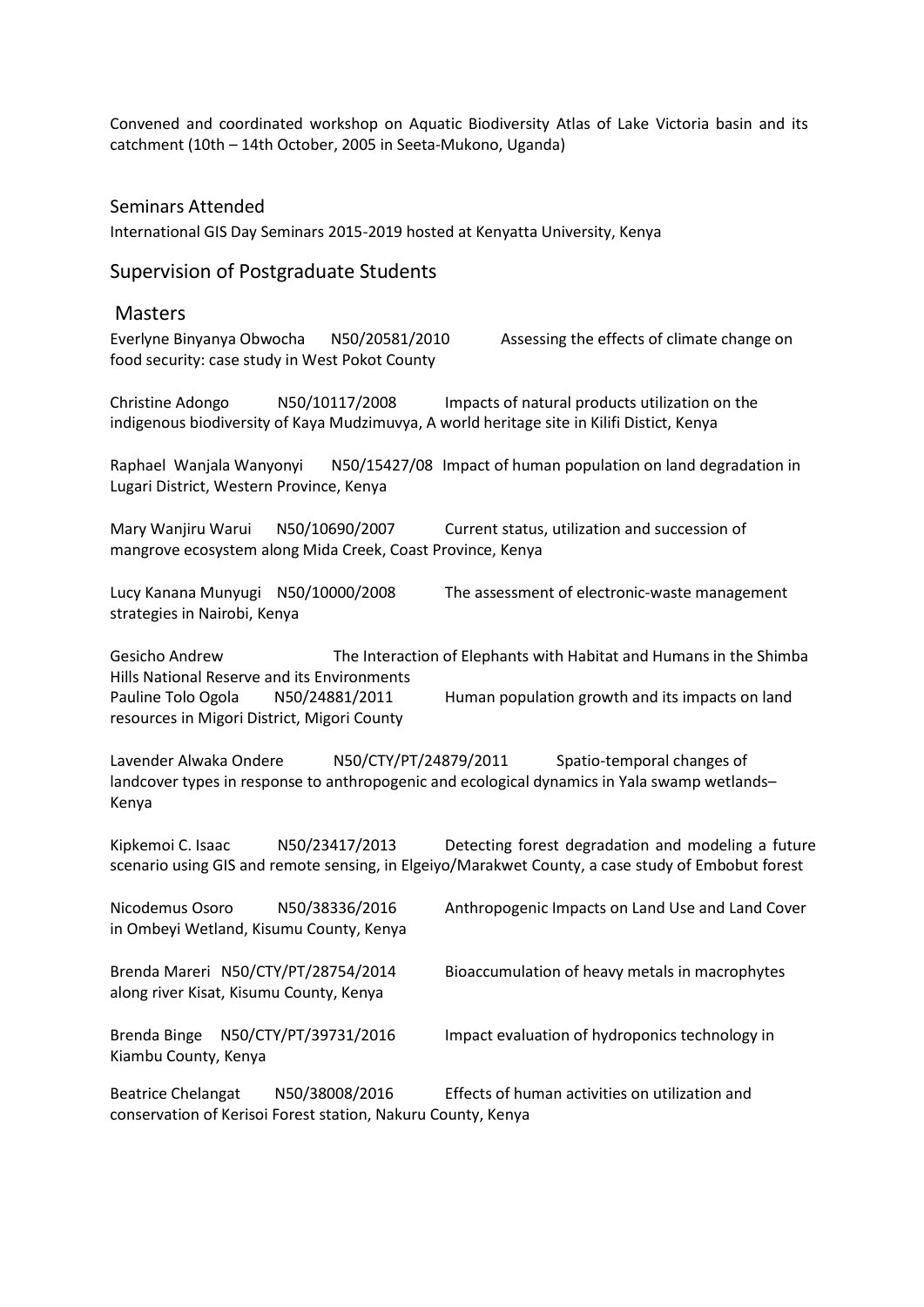Convened and coordinated workshop on Aquatic Biodiversity Atlas of Lake Victoria basin and its catchment (10th – 14th October, 2005 in Seeta-Mukono, Uganda)

## Seminars Attended

International GIS Day Seminars 2015-2019 hosted at Kenyatta University, Kenya

## Supervision of Postgraduate Students

### Masters

Everlyne Binyanya Obwocha N50/20581/2010 Assessing the effects of climate change on food security: case study in West Pokot County

Christine Adongo N50/10117/2008 Impacts of natural products utilization on the indigenous biodiversity of Kaya Mudzimuvya, A world heritage site in Kilifi Distict, Kenya

Raphael Wanjala Wanyonyi N50/15427/08 Impact of human population on land degradation in Lugari District, Western Province, Kenya

Mary Wanjiru Warui N50/10690/2007 Current status, utilization and succession of mangrove ecosystem along Mida Creek, Coast Province, Kenya

Lucy Kanana Munyugi N50/10000/2008 The assessment of electronic-waste management strategies in Nairobi, Kenya

Gesicho Andrew The Interaction of Elephants with Habitat and Humans in the Shimba Hills National Reserve and its Environments

Pauline Tolo Ogola N50/24881/2011 Human population growth and its impacts on land resources in Migori District, Migori County

Lavender Alwaka Ondere N50/CTY/PT/24879/2011 Spatio-temporal changes of landcover types in response to anthropogenic and ecological dynamics in Yala swamp wetlands– Kenya

Kipkemoi C. Isaac N50/23417/2013 Detecting forest degradation and modeling a future scenario using GIS and remote sensing, in Elgeiyo/Marakwet County, a case study of Embobut forest

Nicodemus Osoro N50/38336/2016 Anthropogenic Impacts on Land Use and Land Cover in Ombeyi Wetland, Kisumu County, Kenya

Brenda Mareri N50/CTY/PT/28754/2014 Bioaccumulation of heavy metals in macrophytes along river Kisat, Kisumu County, Kenya

Brenda Binge N50/CTY/PT/39731/2016 Impact evaluation of hydroponics technology in Kiambu County, Kenya

Beatrice Chelangat N50/38008/2016 Effects of human activities on utilization and conservation of Kerisoi Forest station, Nakuru County, Kenya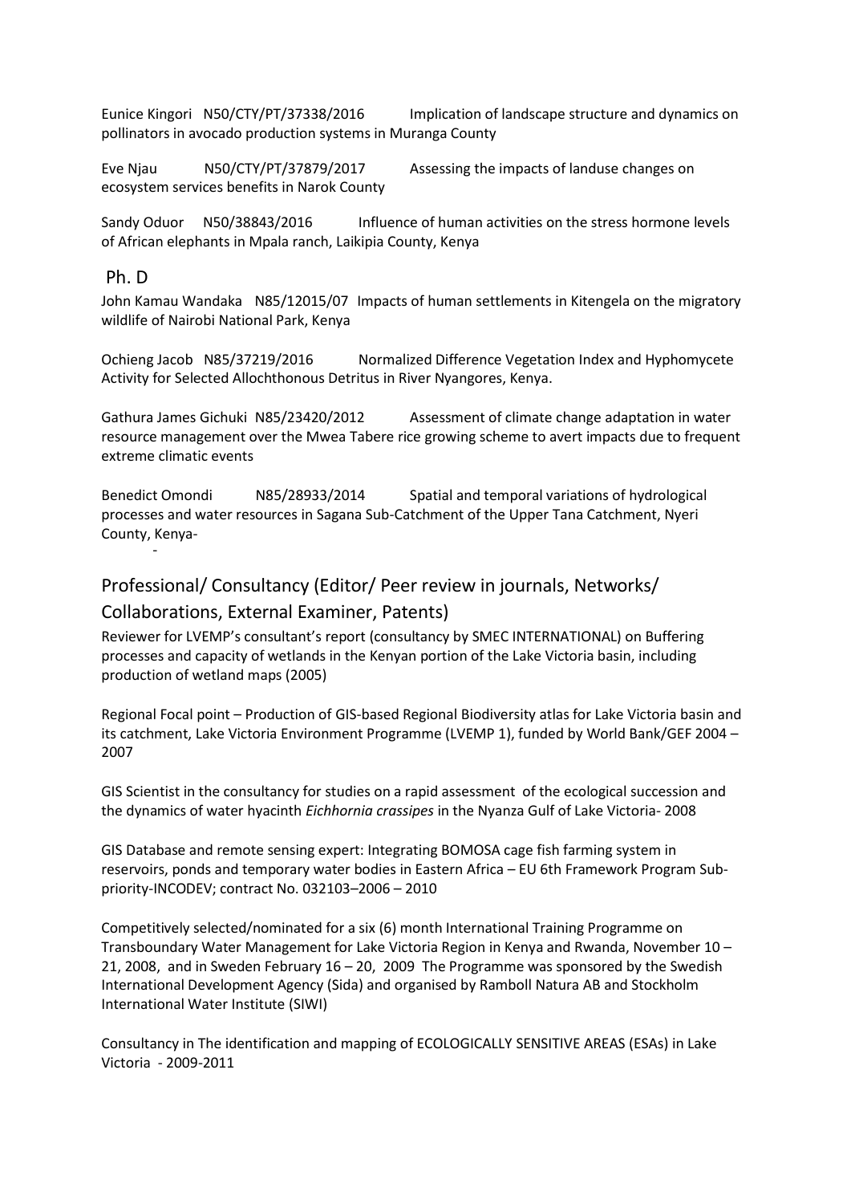Eunice Kingori N50/CTY/PT/37338/2016 Implication of landscape structure and dynamics on pollinators in avocado production systems in Muranga County

Eve Njau N50/CTY/PT/37879/2017 Assessing the impacts of landuse changes on ecosystem services benefits in Narok County

Sandy Oduor N50/38843/2016 Influence of human activities on the stress hormone levels of African elephants in Mpala ranch, Laikipia County, Kenya

## Ph. D

John Kamau Wandaka N85/12015/07 Impacts of human settlements in Kitengela on the migratory wildlife of Nairobi National Park, Kenya

Ochieng Jacob N85/37219/2016 Normalized Difference Vegetation Index and Hyphomycete Activity for Selected Allochthonous Detritus in River Nyangores, Kenya.

Gathura James Gichuki N85/23420/2012 Assessment of climate change adaptation in water resource management over the Mwea Tabere rice growing scheme to avert impacts due to frequent extreme climatic events

Benedict Omondi N85/28933/2014 Spatial and temporal variations of hydrological processes and water resources in Sagana Sub-Catchment of the Upper Tana Catchment, Nyeri County, Kenya-

-

## Professional/ Consultancy (Editor/ Peer review in journals, Networks/ Collaborations, External Examiner, Patents)

Reviewer for LVEMP's consultant's report (consultancy by SMEC INTERNATIONAL) on Buffering processes and capacity of wetlands in the Kenyan portion of the Lake Victoria basin, including production of wetland maps (2005)

Regional Focal point – Production of GIS-based Regional Biodiversity atlas for Lake Victoria basin and its catchment, Lake Victoria Environment Programme (LVEMP 1), funded by World Bank/GEF 2004 – 2007

GIS Scientist in the consultancy for studies on a rapid assessment of the ecological succession and the dynamics of water hyacinth *Eichhornia crassipes* in the Nyanza Gulf of Lake Victoria- 2008

GIS Database and remote sensing expert: Integrating BOMOSA cage fish farming system in reservoirs, ponds and temporary water bodies in Eastern Africa – EU 6th Framework Program Sub-priority-INCODEV; contract No. 032103–2006 – 2010

Competitively selected/nominated for a six (6) month International Training Programme on Transboundary Water Management for Lake Victoria Region in Kenya and Rwanda, November 10 – 21, 2008, and in Sweden February 16 – 20, 2009 The Programme was sponsored by the Swedish International Development Agency (Sida) and organised by Ramboll Natura AB and Stockholm International Water Institute (SIWI)

Consultancy in The identification and mapping of ECOLOGICALLY SENSITIVE AREAS (ESAs) in Lake Victoria - 2009-2011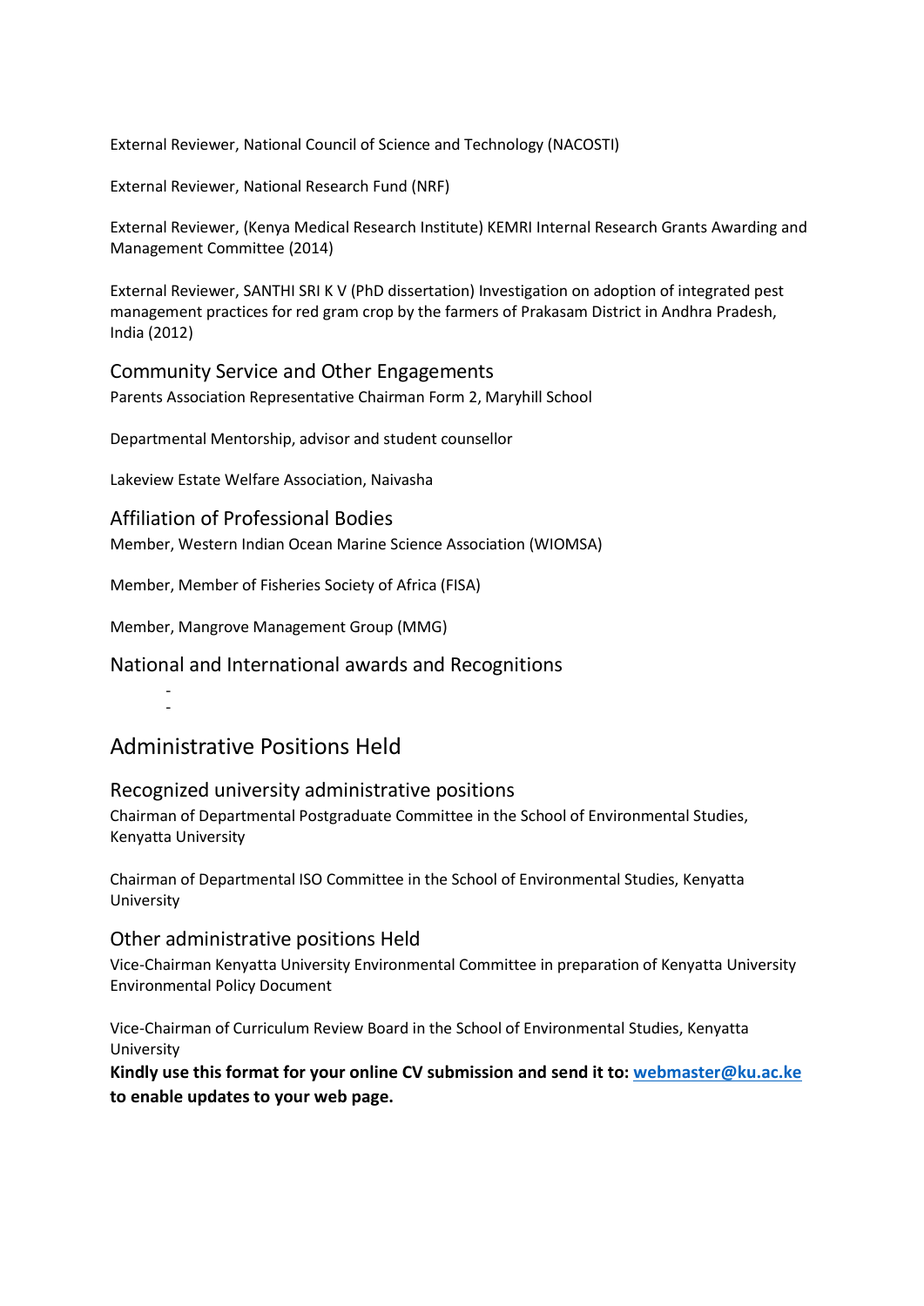External Reviewer, National Council of Science and Technology (NACOSTI)

External Reviewer, National Research Fund (NRF)

External Reviewer, (Kenya Medical Research Institute) KEMRI Internal Research Grants Awarding and Management Committee (2014)

External Reviewer, SANTHI SRI K V (PhD dissertation) Investigation on adoption of integrated pest management practices for red gram crop by the farmers of Prakasam District in Andhra Pradesh, India (2012)

### Community Service and Other Engagements

Parents Association Representative Chairman Form 2, Maryhill School

Departmental Mentorship, advisor and student counsellor

Lakeview Estate Welfare Association, Naivasha

### Affiliation of Professional Bodies

Member, Western Indian Ocean Marine Science Association (WIOMSA)

Member, Member of Fisheries Society of Africa (FISA)

Member, Mangrove Management Group (MMG)

### National and International awards and Recognitions

- -
- -

## Administrative Positions Held

### Recognized university administrative positions

Chairman of Departmental Postgraduate Committee in the School of Environmental Studies, Kenyatta University

Chairman of Departmental ISO Committee in the School of Environmental Studies, Kenyatta University

### Other administrative positions Held

Vice-Chairman Kenyatta University Environmental Committee in preparation of Kenyatta University Environmental Policy Document

Vice-Chairman of Curriculum Review Board in the School of Environmental Studies, Kenyatta University

**Kindly use this format for your online CV submission and send it to: webmaster@ku.ac.ke to enable updates to your web page.**